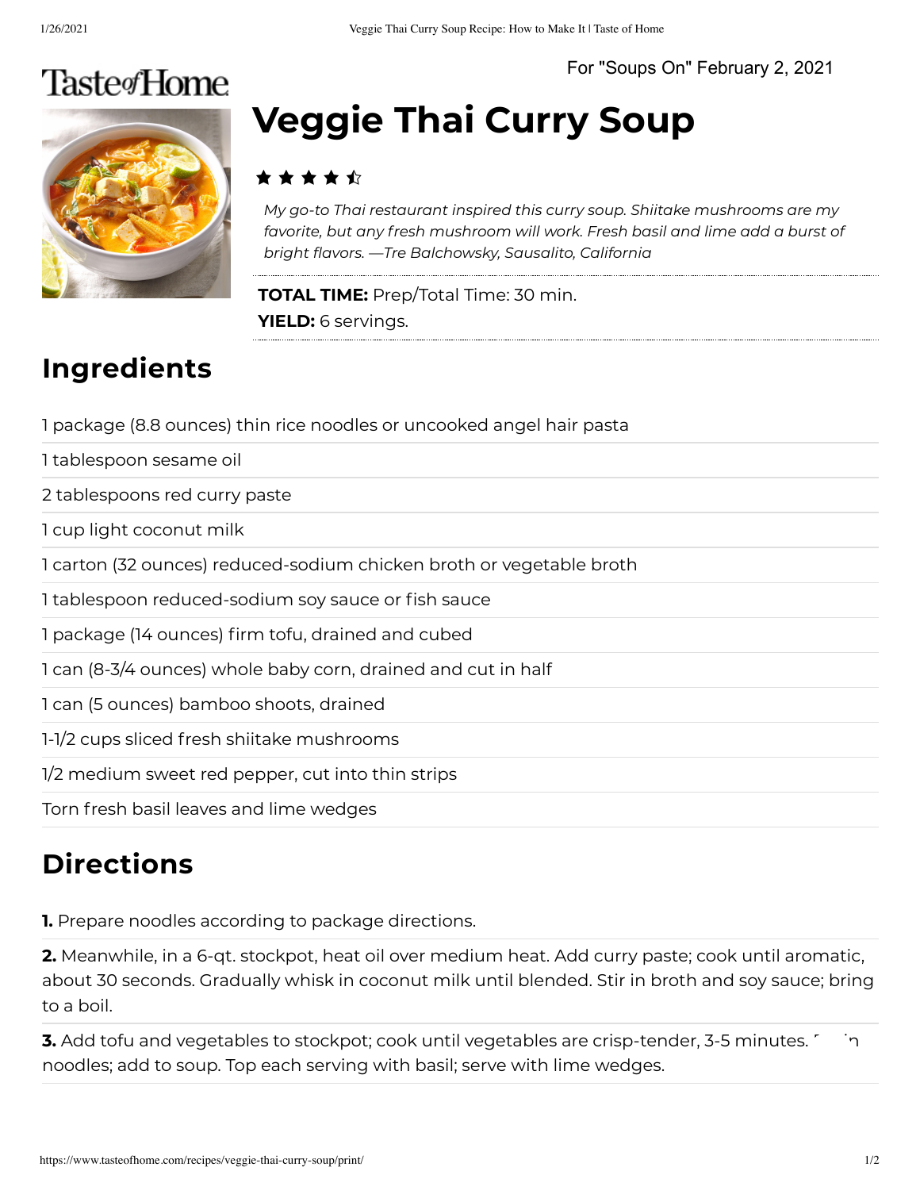For "Soups On" February 2, 2021

Taste of Home

# Veggie Thai Curry Soup

*My go-to Thai restaurant inspired this curry soup. Shiitake mushrooms are my favorite, but any fresh mushroom will work. Fresh basil and lime add a burst of bright flavors. —Tre Balchowsky, Sausalito, California*

**TOTAL TIME:** Prep/Total Time: 30 min.
**YIELD:** 6 servings.

## Ingredients

1 package (8.8 ounces) thin rice noodles or uncooked angel hair pasta

1 tablespoon sesame oil

2 tablespoons red curry paste

1 cup light coconut milk

1 carton (32 ounces) reduced-sodium chicken broth or vegetable broth

1 tablespoon reduced-sodium soy sauce or fish sauce

1 package (14 ounces) firm tofu, drained and cubed

1 can (8-3/4 ounces) whole baby corn, drained and cut in half

1 can (5 ounces) bamboo shoots, drained

1-1/2 cups sliced fresh shiitake mushrooms

1/2 medium sweet red pepper, cut into thin strips

Torn fresh basil leaves and lime wedges

## Directions

**1.** Prepare noodles according to package directions.

**2.** Meanwhile, in a 6-qt. stockpot, heat oil over medium heat. Add curry paste; cook until aromatic, about 30 seconds. Gradually whisk in coconut milk until blended. Stir in broth and soy sauce; bring to a boil.

**3.** Add tofu and vegetables to stockpot; cook until vegetables are crisp-tender, 3-5 minutes. Drain noodles; add to soup. Top each serving with basil; serve with lime wedges.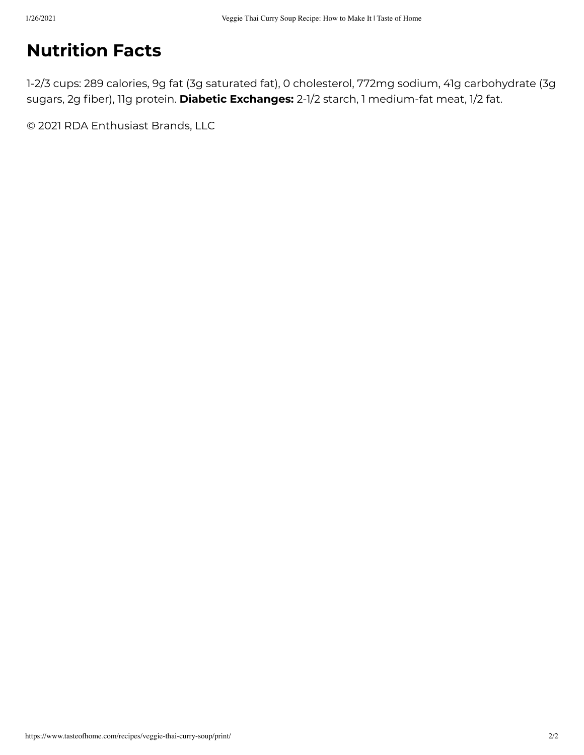## Nutrition Facts

1-2/3 cups: 289 calories, 9g fat (3g saturated fat), 0 cholesterol, 772mg sodium, 41g carbohydrate (3g sugars, 2g fiber), 11g protein. **Diabetic Exchanges:** 2-1/2 starch, 1 medium-fat meat, 1/2 fat.

© 2021 RDA Enthusiast Brands, LLC